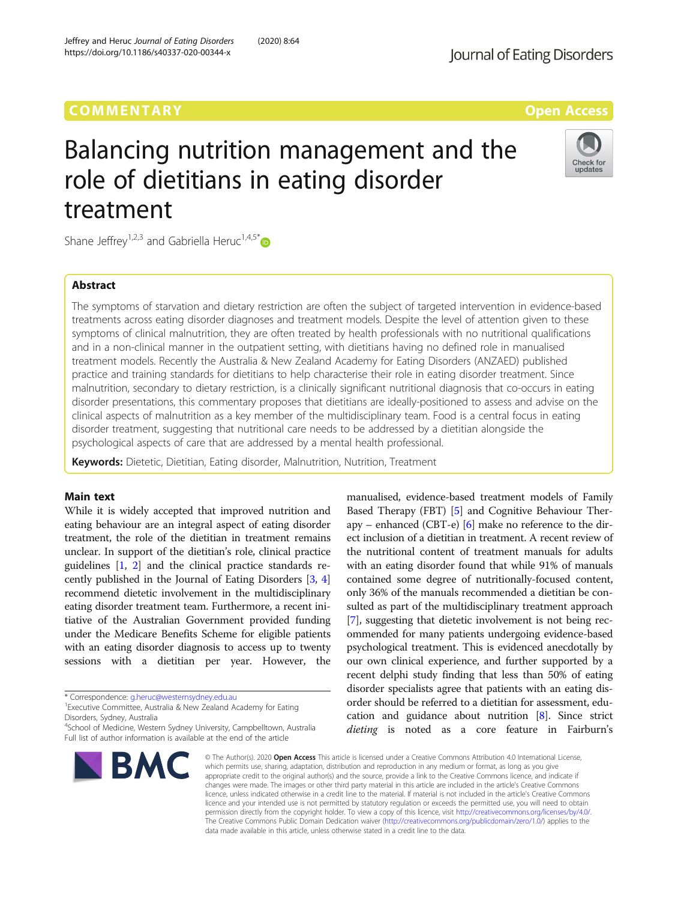COMMENTARY

Open Access

# Balancing nutrition management and the role of dietitians in eating disorder treatment

Shane Jeffrey[1,2,3] and Gabriella Heruc[1,4,5*]

## Abstract

The symptoms of starvation and dietary restriction are often the subject of targeted intervention in evidence-based treatments across eating disorder diagnoses and treatment models. Despite the level of attention given to these symptoms of clinical malnutrition, they are often treated by health professionals with no nutritional qualifications and in a non-clinical manner in the outpatient setting, with dietitians having no defined role in manualised treatment models. Recently the Australia & New Zealand Academy for Eating Disorders (ANZAED) published practice and training standards for dietitians to help characterise their role in eating disorder treatment. Since malnutrition, secondary to dietary restriction, is a clinically significant nutritional diagnosis that co-occurs in eating disorder presentations, this commentary proposes that dietitians are ideally-positioned to assess and advise on the clinical aspects of malnutrition as a key member of the multidisciplinary team. Food is a central focus in eating disorder treatment, suggesting that nutritional care needs to be addressed by a dietitian alongside the psychological aspects of care that are addressed by a mental health professional.

**Keywords:** Dietetic, Dietitian, Eating disorder, Malnutrition, Nutrition, Treatment

## Main text

While it is widely accepted that improved nutrition and eating behaviour are an integral aspect of eating disorder treatment, the role of the dietitian in treatment remains unclear. In support of the dietitian's role, clinical practice guidelines [1, 2] and the clinical practice standards recently published in the Journal of Eating Disorders [3, 4] recommend dietetic involvement in the multidisciplinary eating disorder treatment team. Furthermore, a recent initiative of the Australian Government provided funding under the Medicare Benefits Scheme for eligible patients with an eating disorder diagnosis to access up to twenty sessions with a dietitian per year. However, the manualised, evidence-based treatment models of Family Based Therapy (FBT) [5] and Cognitive Behaviour Therapy – enhanced (CBT-e) [6] make no reference to the direct inclusion of a dietitian in treatment. A recent review of the nutritional content of treatment manuals for adults with an eating disorder found that while 91% of manuals contained some degree of nutritionally-focused content, only 36% of the manuals recommended a dietitian be consulted as part of the multidisciplinary treatment approach [7], suggesting that dietetic involvement is not being recommended for many patients undergoing evidence-based psychological treatment. This is evidenced anecdotally by our own clinical experience, and further supported by a recent delphi study finding that less than 50% of eating disorder specialists agree that patients with an eating disorder should be referred to a dietitian for assessment, education and guidance about nutrition [8]. Since strict *dieting* is noted as a core feature in Fairburn's

\* Correspondence: g.heruc@westernsydney.edu.au
[1]Executive Committee, Australia & New Zealand Academy for Eating Disorders, Sydney, Australia
[4]School of Medicine, Western Sydney University, Campbelltown, Australia
Full list of author information is available at the end of the article

© The Author(s). 2020 **Open Access** This article is licensed under a Creative Commons Attribution 4.0 International License, which permits use, sharing, adaptation, distribution and reproduction in any medium or format, as long as you give appropriate credit to the original author(s) and the source, provide a link to the Creative Commons licence, and indicate if changes were made. The images or other third party material in this article are included in the article's Creative Commons licence, unless indicated otherwise in a credit line to the material. If material is not included in the article's Creative Commons licence and your intended use is not permitted by statutory regulation or exceeds the permitted use, you will need to obtain permission directly from the copyright holder. To view a copy of this licence, visit http://creativecommons.org/licenses/by/4.0/. The Creative Commons Public Domain Dedication waiver (http://creativecommons.org/publicdomain/zero/1.0/) applies to the data made available in this article, unless otherwise stated in a credit line to the data.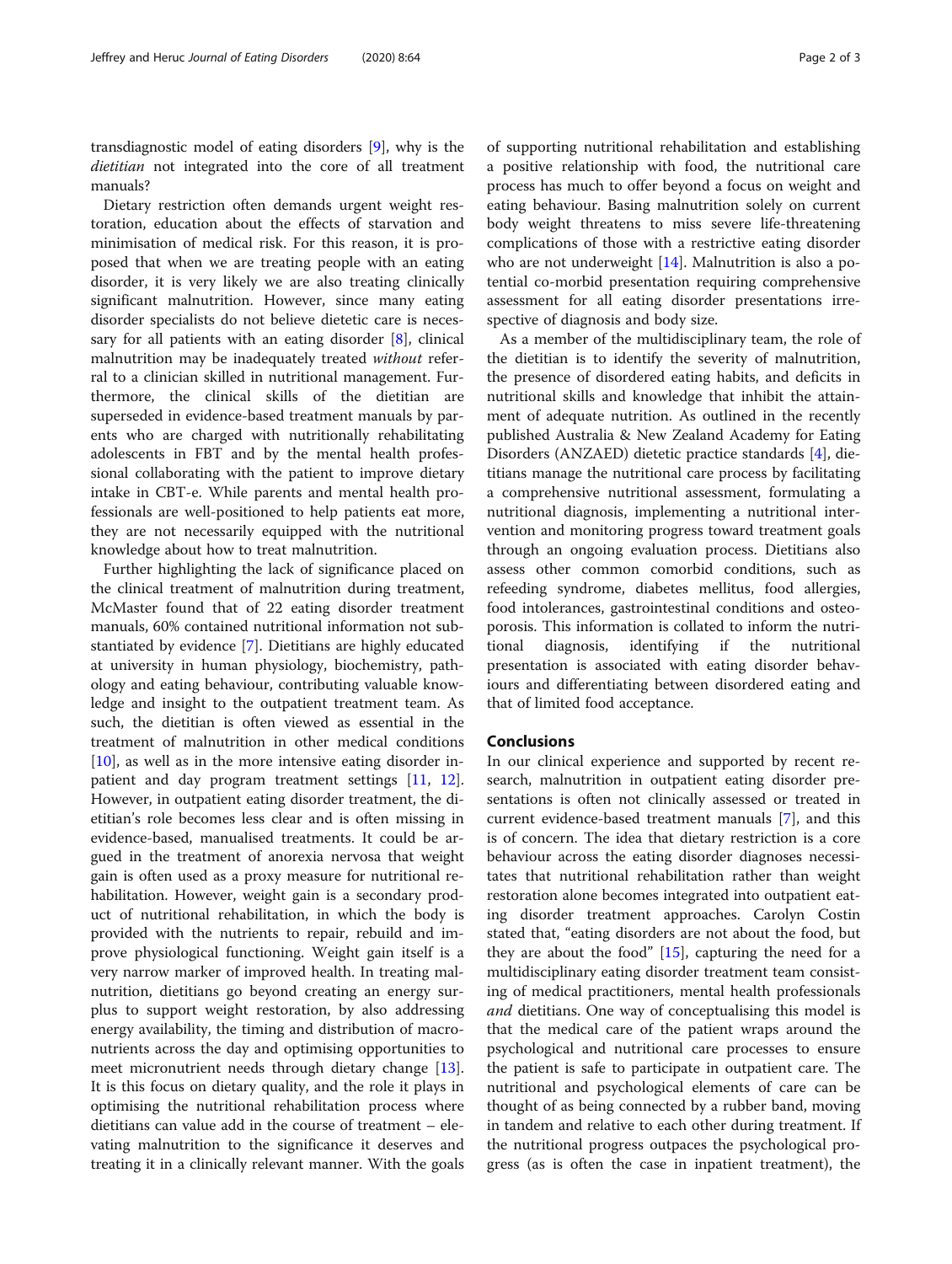transdiagnostic model of eating disorders [9], why is the *dietitian* not integrated into the core of all treatment manuals?

Dietary restriction often demands urgent weight restoration, education about the effects of starvation and minimisation of medical risk. For this reason, it is proposed that when we are treating people with an eating disorder, it is very likely we are also treating clinically significant malnutrition. However, since many eating disorder specialists do not believe dietetic care is necessary for all patients with an eating disorder [8], clinical malnutrition may be inadequately treated *without* referral to a clinician skilled in nutritional management. Furthermore, the clinical skills of the dietitian are superseded in evidence-based treatment manuals by parents who are charged with nutritionally rehabilitating adolescents in FBT and by the mental health professional collaborating with the patient to improve dietary intake in CBT-e. While parents and mental health professionals are well-positioned to help patients eat more, they are not necessarily equipped with the nutritional knowledge about how to treat malnutrition.

Further highlighting the lack of significance placed on the clinical treatment of malnutrition during treatment, McMaster found that of 22 eating disorder treatment manuals, 60% contained nutritional information not substantiated by evidence [7]. Dietitians are highly educated at university in human physiology, biochemistry, pathology and eating behaviour, contributing valuable knowledge and insight to the outpatient treatment team. As such, the dietitian is often viewed as essential in the treatment of malnutrition in other medical conditions [10], as well as in the more intensive eating disorder inpatient and day program treatment settings [11, 12]. However, in outpatient eating disorder treatment, the dietitian's role becomes less clear and is often missing in evidence-based, manualised treatments. It could be argued in the treatment of anorexia nervosa that weight gain is often used as a proxy measure for nutritional rehabilitation. However, weight gain is a secondary product of nutritional rehabilitation, in which the body is provided with the nutrients to repair, rebuild and improve physiological functioning. Weight gain itself is a very narrow marker of improved health. In treating malnutrition, dietitians go beyond creating an energy surplus to support weight restoration, by also addressing energy availability, the timing and distribution of macronutrients across the day and optimising opportunities to meet micronutrient needs through dietary change [13]. It is this focus on dietary quality, and the role it plays in optimising the nutritional rehabilitation process where dietitians can value add in the course of treatment – elevating malnutrition to the significance it deserves and treating it in a clinically relevant manner. With the goals of supporting nutritional rehabilitation and establishing a positive relationship with food, the nutritional care process has much to offer beyond a focus on weight and eating behaviour. Basing malnutrition solely on current body weight threatens to miss severe life-threatening complications of those with a restrictive eating disorder who are not underweight [14]. Malnutrition is also a potential co-morbid presentation requiring comprehensive assessment for all eating disorder presentations irrespective of diagnosis and body size.

As a member of the multidisciplinary team, the role of the dietitian is to identify the severity of malnutrition, the presence of disordered eating habits, and deficits in nutritional skills and knowledge that inhibit the attainment of adequate nutrition. As outlined in the recently published Australia & New Zealand Academy for Eating Disorders (ANZAED) dietetic practice standards [4], dietitians manage the nutritional care process by facilitating a comprehensive nutritional assessment, formulating a nutritional diagnosis, implementing a nutritional intervention and monitoring progress toward treatment goals through an ongoing evaluation process. Dietitians also assess other common comorbid conditions, such as refeeding syndrome, diabetes mellitus, food allergies, food intolerances, gastrointestinal conditions and osteoporosis. This information is collated to inform the nutritional diagnosis, identifying if the nutritional presentation is associated with eating disorder behaviours and differentiating between disordered eating and that of limited food acceptance.

## Conclusions

In our clinical experience and supported by recent research, malnutrition in outpatient eating disorder presentations is often not clinically assessed or treated in current evidence-based treatment manuals [7], and this is of concern. The idea that dietary restriction is a core behaviour across the eating disorder diagnoses necessitates that nutritional rehabilitation rather than weight restoration alone becomes integrated into outpatient eating disorder treatment approaches. Carolyn Costin stated that, "eating disorders are not about the food, but they are about the food" [15], capturing the need for a multidisciplinary eating disorder treatment team consisting of medical practitioners, mental health professionals *and* dietitians. One way of conceptualising this model is that the medical care of the patient wraps around the psychological and nutritional care processes to ensure the patient is safe to participate in outpatient care. The nutritional and psychological elements of care can be thought of as being connected by a rubber band, moving in tandem and relative to each other during treatment. If the nutritional progress outpaces the psychological progress (as is often the case in inpatient treatment), the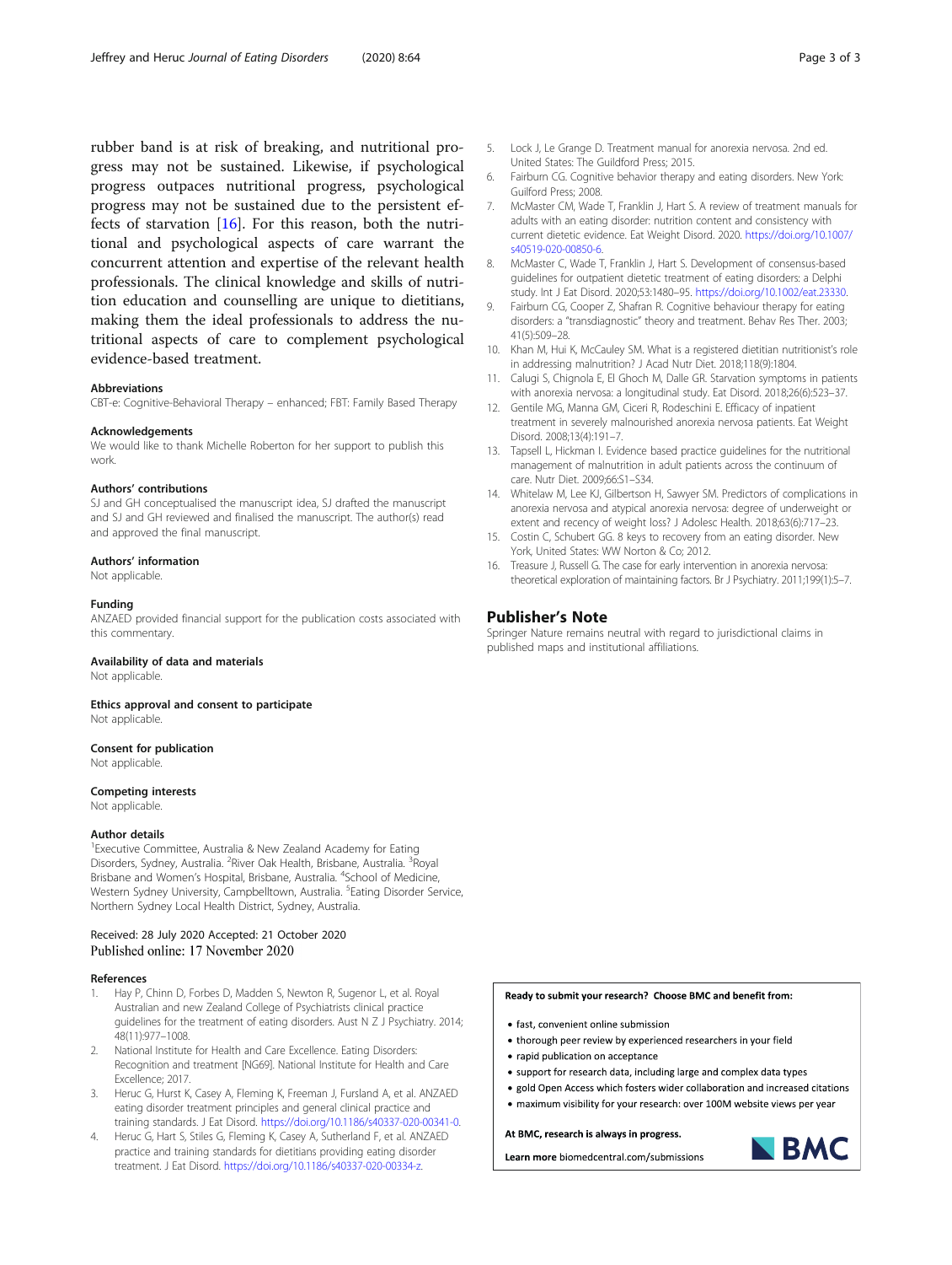rubber band is at risk of breaking, and nutritional progress may not be sustained. Likewise, if psychological progress outpaces nutritional progress, psychological progress may not be sustained due to the persistent effects of starvation [16]. For this reason, both the nutritional and psychological aspects of care warrant the concurrent attention and expertise of the relevant health professionals. The clinical knowledge and skills of nutrition education and counselling are unique to dietitians, making them the ideal professionals to address the nutritional aspects of care to complement psychological evidence-based treatment.

### Abbreviations

CBT-e: Cognitive-Behavioral Therapy – enhanced; FBT: Family Based Therapy

### Acknowledgements

We would like to thank Michelle Roberton for her support to publish this work.

### Authors' contributions

SJ and GH conceptualised the manuscript idea, SJ drafted the manuscript and SJ and GH reviewed and finalised the manuscript. The author(s) read and approved the final manuscript.

### Authors' information

Not applicable.

### Funding

ANZAED provided financial support for the publication costs associated with this commentary.

### Availability of data and materials

Not applicable.

### Ethics approval and consent to participate

Not applicable.

### Consent for publication

Not applicable.

### Competing interests

Not applicable.

### Author details

[1]Executive Committee, Australia & New Zealand Academy for Eating Disorders, Sydney, Australia. [2]River Oak Health, Brisbane, Australia. [3]Royal Brisbane and Women's Hospital, Brisbane, Australia. [4]School of Medicine, Western Sydney University, Campbelltown, Australia. [5]Eating Disorder Service, Northern Sydney Local Health District, Sydney, Australia.

Received: 28 July 2020 Accepted: 21 October 2020
Published online: 17 November 2020

### References

1. Hay P, Chinn D, Forbes D, Madden S, Newton R, Sugenor L, et al. Royal Australian and new Zealand College of Psychiatrists clinical practice guidelines for the treatment of eating disorders. Aust N Z J Psychiatry. 2014; 48(11):977–1008.
2. National Institute for Health and Care Excellence. Eating Disorders: Recognition and treatment [NG69]. National Institute for Health and Care Excellence; 2017.
3. Heruc G, Hurst K, Casey A, Fleming K, Freeman J, Fursland A, et al. ANZAED eating disorder treatment principles and general clinical practice and training standards. J Eat Disord. https://doi.org/10.1186/s40337-020-00341-0.
4. Heruc G, Hart S, Stiles G, Fleming K, Casey A, Sutherland F, et al. ANZAED practice and training standards for dietitians providing eating disorder treatment. J Eat Disord. https://doi.org/10.1186/s40337-020-00334-z.
5. Lock J, Le Grange D. Treatment manual for anorexia nervosa. 2nd ed. United States: The Guildford Press; 2015.
6. Fairburn CG. Cognitive behavior therapy and eating disorders. New York: Guilford Press; 2008.
7. McMaster CM, Wade T, Franklin J, Hart S. A review of treatment manuals for adults with an eating disorder: nutrition content and consistency with current dietetic evidence. Eat Weight Disord. 2020. https://doi.org/10.1007/s40519-020-00850-6.
8. McMaster C, Wade T, Franklin J, Hart S. Development of consensus-based guidelines for outpatient dietetic treatment of eating disorders: a Delphi study. Int J Eat Disord. 2020;53:1480–95. https://doi.org/10.1002/eat.23330.
9. Fairburn CG, Cooper Z, Shafran R. Cognitive behaviour therapy for eating disorders: a "transdiagnostic" theory and treatment. Behav Res Ther. 2003; 41(5):509–28.
10. Khan M, Hui K, McCauley SM. What is a registered dietitian nutritionist's role in addressing malnutrition? J Acad Nutr Diet. 2018;118(9):1804.
11. Calugi S, Chignola E, El Ghoch M, Dalle GR. Starvation symptoms in patients with anorexia nervosa: a longitudinal study. Eat Disord. 2018;26(6):523–37.
12. Gentile MG, Manna GM, Ciceri R, Rodeschini E. Efficacy of inpatient treatment in severely malnourished anorexia nervosa patients. Eat Weight Disord. 2008;13(4):191–7.
13. Tapsell L, Hickman I. Evidence based practice guidelines for the nutritional management of malnutrition in adult patients across the continuum of care. Nutr Diet. 2009;66:S1–S34.
14. Whitelaw M, Lee KJ, Gilbertson H, Sawyer SM. Predictors of complications in anorexia nervosa and atypical anorexia nervosa: degree of underweight or extent and recency of weight loss? J Adolesc Health. 2018;63(6):717–23.
15. Costin C, Schubert GG. 8 keys to recovery from an eating disorder. New York, United States: WW Norton & Co; 2012.
16. Treasure J, Russell G. The case for early intervention in anorexia nervosa: theoretical exploration of maintaining factors. Br J Psychiatry. 2011;199(1):5–7.

## Publisher's Note

Springer Nature remains neutral with regard to jurisdictional claims in published maps and institutional affiliations.

**Ready to submit your research? Choose BMC and benefit from:**

- fast, convenient online submission
- thorough peer review by experienced researchers in your field
- rapid publication on acceptance
- support for research data, including large and complex data types
- gold Open Access which fosters wider collaboration and increased citations
- maximum visibility for your research: over 100M website views per year

**At BMC, research is always in progress.**

**Learn more** biomedcentral.com/submissions

BMC